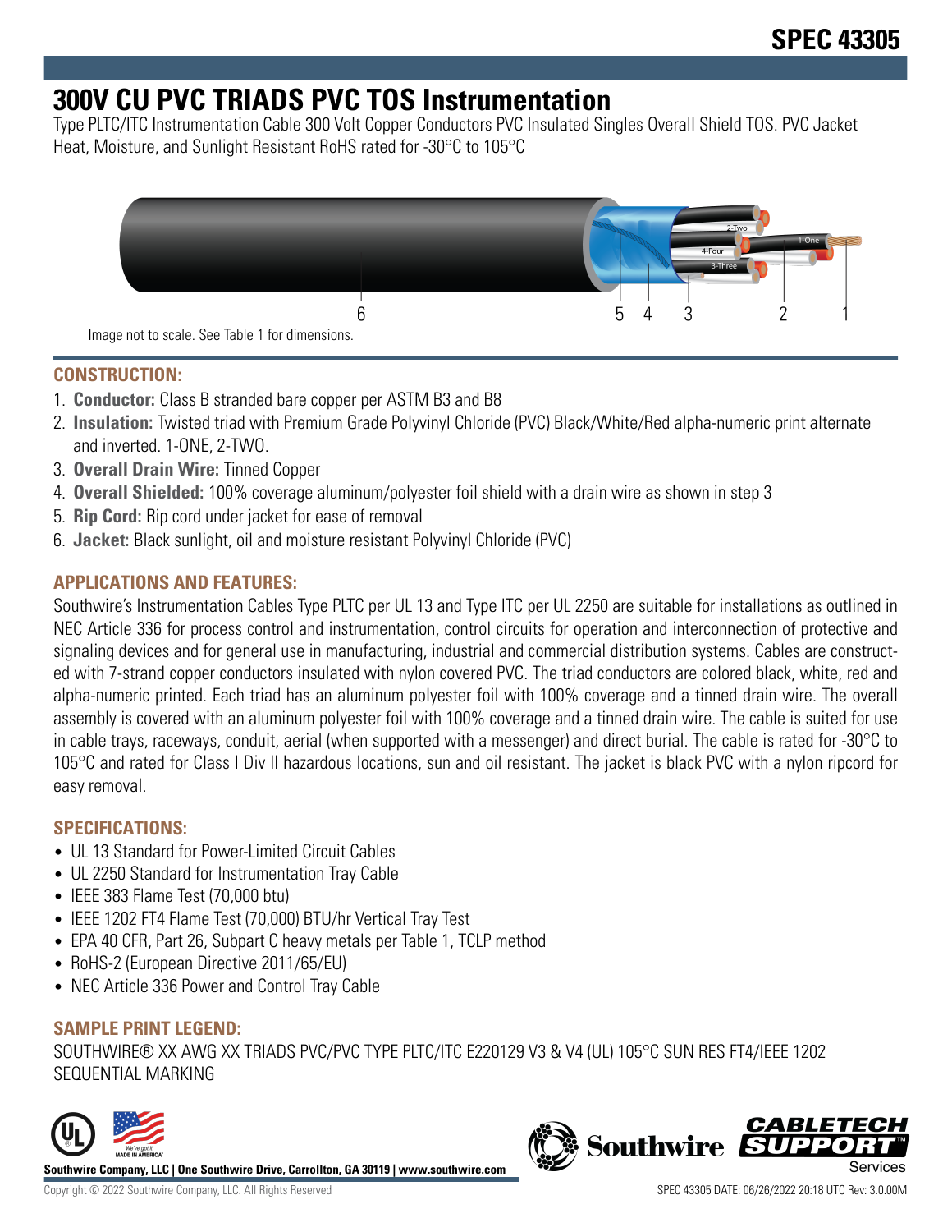# 300V CU PVC TRIADS PVC TOS Instrumentation

Type PLTC/ITC Instrumentation Cable 300 Volt Copper Conductors PVC Insulated Singles Overall Shield TOS. PVC Jacket Heat, Moisture, and Sunlight Resistant RoHS rated for -30°C to 105°C

Image not to scale. See Table 1 for dimensions.

## CONSTRUCTION:

1. **Conductor:** Class B stranded bare copper per ASTM B3 and B8
2. **Insulation:** Twisted triad with Premium Grade Polyvinyl Chloride (PVC) Black/White/Red alpha-numeric print alternate and inverted. 1-ONE, 2-TWO.
3. **Overall Drain Wire:** Tinned Copper
4. **Overall Shielded:** 100% coverage aluminum/polyester foil shield with a drain wire as shown in step 3
5. **Rip Cord:** Rip cord under jacket for ease of removal
6. **Jacket:** Black sunlight, oil and moisture resistant Polyvinyl Chloride (PVC)

## APPLICATIONS AND FEATURES:

Southwire's Instrumentation Cables Type PLTC per UL 13 and Type ITC per UL 2250 are suitable for installations as outlined in NEC Article 336 for process control and instrumentation, control circuits for operation and interconnection of protective and signaling devices and for general use in manufacturing, industrial and commercial distribution systems. Cables are constructed with 7-strand copper conductors insulated with nylon covered PVC. The triad conductors are colored black, white, red and alpha-numeric printed. Each triad has an aluminum polyester foil with 100% coverage and a tinned drain wire. The overall assembly is covered with an aluminum polyester foil with 100% coverage and a tinned drain wire. The cable is suited for use in cable trays, raceways, conduit, aerial (when supported with a messenger) and direct burial. The cable is rated for -30°C to 105°C and rated for Class I Div II hazardous locations, sun and oil resistant. The jacket is black PVC with a nylon ripcord for easy removal.

## SPECIFICATIONS:

- UL 13 Standard for Power-Limited Circuit Cables
- UL 2250 Standard for Instrumentation Tray Cable
- IEEE 383 Flame Test (70,000 btu)
- IEEE 1202 FT4 Flame Test (70,000) BTU/hr Vertical Tray Test
- EPA 40 CFR, Part 26, Subpart C heavy metals per Table 1, TCLP method
- RoHS-2 (European Directive 2011/65/EU)
- NEC Article 336 Power and Control Tray Cable

## SAMPLE PRINT LEGEND:

SOUTHWIRE® XX AWG XX TRIADS PVC/PVC TYPE PLTC/ITC E220129 V3 & V4 (UL) 105°C SUN RES FT4/IEEE 1202 SEQUENTIAL MARKING

Southwire Company, LLC | One Southwire Drive, Carrollton, GA 30119 | www.southwire.com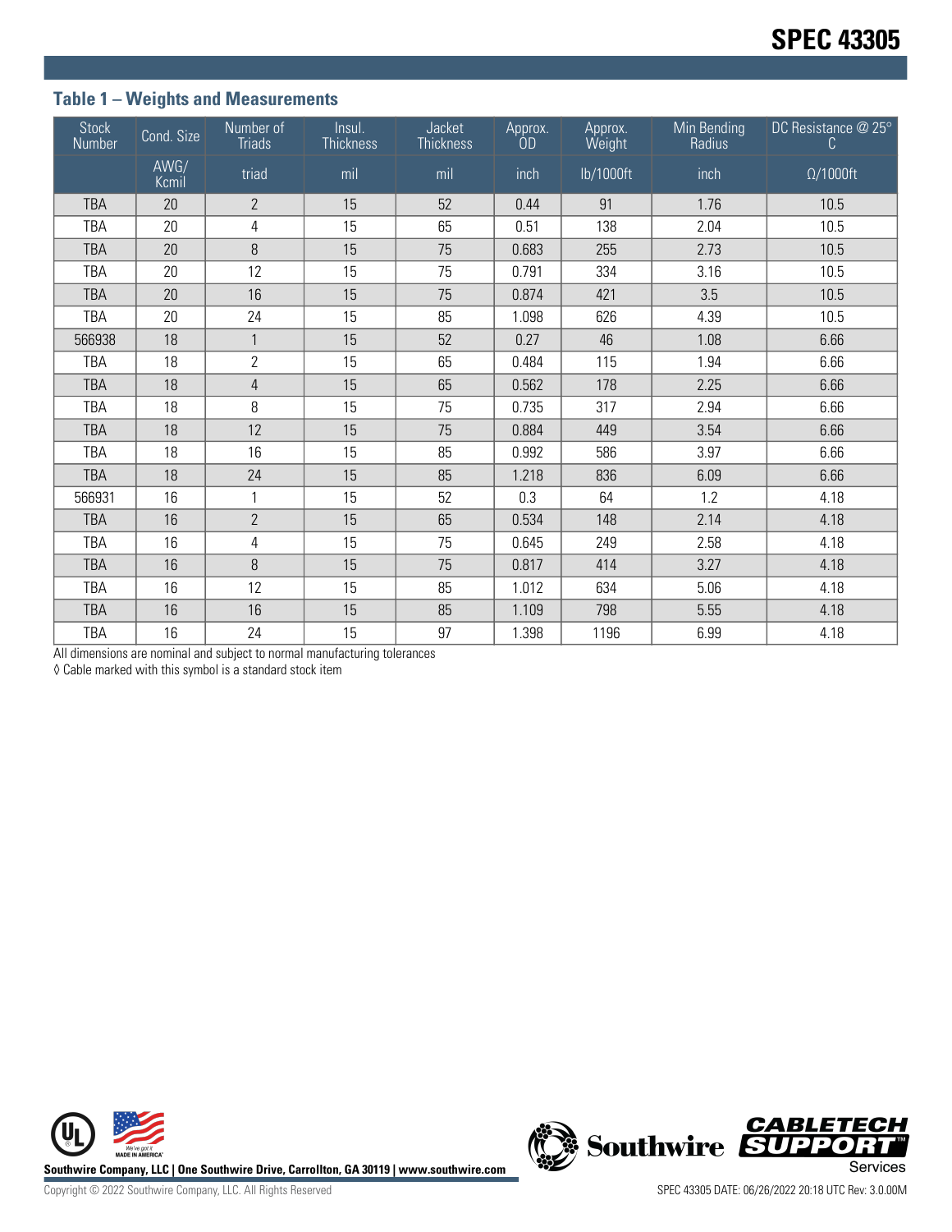## Table 1 – Weights and Measurements

| Stock Number | Cond. Size | Number of Triads | Insul. Thickness | Jacket Thickness | Approx. OD | Approx. Weight | Min Bending Radius | DC Resistance @ 25° C |
|---|---|---|---|---|---|---|---|---|
| | AWG/ Kcmil | triad | mil | mil | inch | lb/1000ft | inch | Ω/1000ft |
| TBA | 20 | 2 | 15 | 52 | 0.44 | 91 | 1.76 | 10.5 |
| TBA | 20 | 4 | 15 | 65 | 0.51 | 138 | 2.04 | 10.5 |
| TBA | 20 | 8 | 15 | 75 | 0.683 | 255 | 2.73 | 10.5 |
| TBA | 20 | 12 | 15 | 75 | 0.791 | 334 | 3.16 | 10.5 |
| TBA | 20 | 16 | 15 | 75 | 0.874 | 421 | 3.5 | 10.5 |
| TBA | 20 | 24 | 15 | 85 | 1.098 | 626 | 4.39 | 10.5 |
| 566938 | 18 | 1 | 15 | 52 | 0.27 | 46 | 1.08 | 6.66 |
| TBA | 18 | 2 | 15 | 65 | 0.484 | 115 | 1.94 | 6.66 |
| TBA | 18 | 4 | 15 | 65 | 0.562 | 178 | 2.25 | 6.66 |
| TBA | 18 | 8 | 15 | 75 | 0.735 | 317 | 2.94 | 6.66 |
| TBA | 18 | 12 | 15 | 75 | 0.884 | 449 | 3.54 | 6.66 |
| TBA | 18 | 16 | 15 | 85 | 0.992 | 586 | 3.97 | 6.66 |
| TBA | 18 | 24 | 15 | 85 | 1.218 | 836 | 6.09 | 6.66 |
| 566931 | 16 | 1 | 15 | 52 | 0.3 | 64 | 1.2 | 4.18 |
| TBA | 16 | 2 | 15 | 65 | 0.534 | 148 | 2.14 | 4.18 |
| TBA | 16 | 4 | 15 | 75 | 0.645 | 249 | 2.58 | 4.18 |
| TBA | 16 | 8 | 15 | 75 | 0.817 | 414 | 3.27 | 4.18 |
| TBA | 16 | 12 | 15 | 85 | 1.012 | 634 | 5.06 | 4.18 |
| TBA | 16 | 16 | 15 | 85 | 1.109 | 798 | 5.55 | 4.18 |
| TBA | 16 | 24 | 15 | 97 | 1.398 | 1196 | 6.99 | 4.18 |

All dimensions are nominal and subject to normal manufacturing tolerances

◊ Cable marked with this symbol is a standard stock item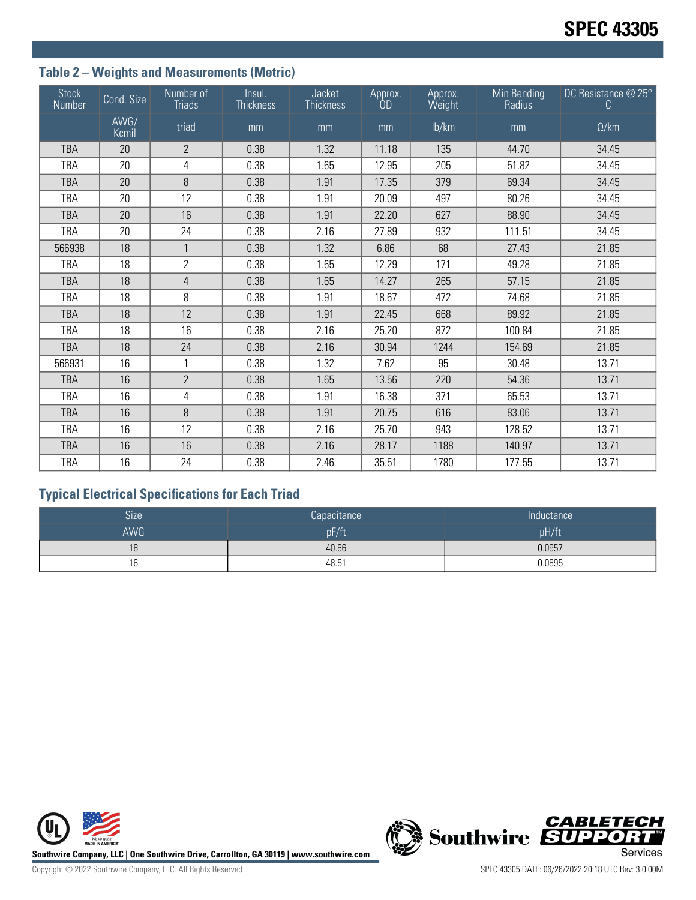## Table 2 – Weights and Measurements (Metric)

| Stock Number | Cond. Size | Number of Triads | Insul. Thickness | Jacket Thickness | Approx. OD | Approx. Weight | Min Bending Radius | DC Resistance @ 25° C |
|---|---|---|---|---|---|---|---|---|
| | AWG/ Kcmil | triad | mm | mm | mm | lb/km | mm | Ω/km |
| TBA | 20 | 2 | 0.38 | 1.32 | 11.18 | 135 | 44.70 | 34.45 |
| TBA | 20 | 4 | 0.38 | 1.65 | 12.95 | 205 | 51.82 | 34.45 |
| TBA | 20 | 8 | 0.38 | 1.91 | 17.35 | 379 | 69.34 | 34.45 |
| TBA | 20 | 12 | 0.38 | 1.91 | 20.09 | 497 | 80.26 | 34.45 |
| TBA | 20 | 16 | 0.38 | 1.91 | 22.20 | 627 | 88.90 | 34.45 |
| TBA | 20 | 24 | 0.38 | 2.16 | 27.89 | 932 | 111.51 | 34.45 |
| 566938 | 18 | 1 | 0.38 | 1.32 | 6.86 | 68 | 27.43 | 21.85 |
| TBA | 18 | 2 | 0.38 | 1.65 | 12.29 | 171 | 49.28 | 21.85 |
| TBA | 18 | 4 | 0.38 | 1.65 | 14.27 | 265 | 57.15 | 21.85 |
| TBA | 18 | 8 | 0.38 | 1.91 | 18.67 | 472 | 74.68 | 21.85 |
| TBA | 18 | 12 | 0.38 | 1.91 | 22.45 | 668 | 89.92 | 21.85 |
| TBA | 18 | 16 | 0.38 | 2.16 | 25.20 | 872 | 100.84 | 21.85 |
| TBA | 18 | 24 | 0.38 | 2.16 | 30.94 | 1244 | 154.69 | 21.85 |
| 566931 | 16 | 1 | 0.38 | 1.32 | 7.62 | 95 | 30.48 | 13.71 |
| TBA | 16 | 2 | 0.38 | 1.65 | 13.56 | 220 | 54.36 | 13.71 |
| TBA | 16 | 4 | 0.38 | 1.91 | 16.38 | 371 | 65.53 | 13.71 |
| TBA | 16 | 8 | 0.38 | 1.91 | 20.75 | 616 | 83.06 | 13.71 |
| TBA | 16 | 12 | 0.38 | 2.16 | 25.70 | 943 | 128.52 | 13.71 |
| TBA | 16 | 16 | 0.38 | 2.16 | 28.17 | 1188 | 140.97 | 13.71 |
| TBA | 16 | 24 | 0.38 | 2.46 | 35.51 | 1780 | 177.55 | 13.71 |

## Typical Electrical Specifications for Each Triad

| Size | Capacitance | Inductance |
|---|---|---|
| AWG | pF/ft | μH/ft |
| 18 | 40.66 | 0.0957 |
| 16 | 48.51 | 0.0895 |

Southwire Company, LLC | One Southwire Drive, Carrollton, GA 30119 | www.southwire.com

Copyright © 2022 Southwire Company, LLC. All Rights Reserved

SPEC 43305 DATE: 06/26/2022 20:18 UTC Rev: 3.0.00M